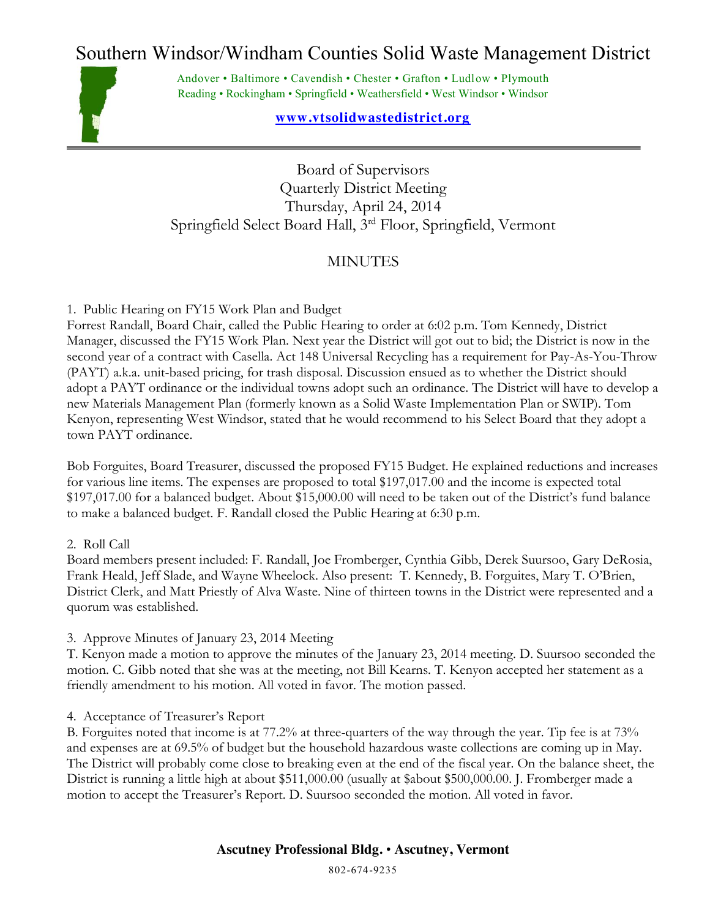# Southern Windsor/Windham Counties Solid Waste Management District

Andover • Baltimore • Cavendish • Chester • Grafton • Ludlow • Plymouth
Reading • Rockingham • Springfield • Weathersfield • West Windsor • Windsor

**www.vtsolidwastedistrict.org**

Board of Supervisors
Quarterly District Meeting
Thursday, April 24, 2014
Springfield Select Board Hall, 3rd Floor, Springfield, Vermont

## MINUTES

1. Public Hearing on FY15 Work Plan and Budget

Forrest Randall, Board Chair, called the Public Hearing to order at 6:02 p.m. Tom Kennedy, District Manager, discussed the FY15 Work Plan. Next year the District will got out to bid; the District is now in the second year of a contract with Casella. Act 148 Universal Recycling has a requirement for Pay-As-You-Throw (PAYT) a.k.a. unit-based pricing, for trash disposal. Discussion ensued as to whether the District should adopt a PAYT ordinance or the individual towns adopt such an ordinance. The District will have to develop a new Materials Management Plan (formerly known as a Solid Waste Implementation Plan or SWIP). Tom Kenyon, representing West Windsor, stated that he would recommend to his Select Board that they adopt a town PAYT ordinance.

Bob Forguites, Board Treasurer, discussed the proposed FY15 Budget. He explained reductions and increases for various line items. The expenses are proposed to total $197,017.00 and the income is expected total $197,017.00 for a balanced budget. About $15,000.00 will need to be taken out of the District's fund balance to make a balanced budget. F. Randall closed the Public Hearing at 6:30 p.m.

2. Roll Call

Board members present included: F. Randall, Joe Fromberger, Cynthia Gibb, Derek Suursoo, Gary DeRosia, Frank Heald, Jeff Slade, and Wayne Wheelock. Also present: T. Kennedy, B. Forguites, Mary T. O'Brien, District Clerk, and Matt Priestly of Alva Waste. Nine of thirteen towns in the District were represented and a quorum was established.

3. Approve Minutes of January 23, 2014 Meeting

T. Kenyon made a motion to approve the minutes of the January 23, 2014 meeting. D. Suursoo seconded the motion. C. Gibb noted that she was at the meeting, not Bill Kearns. T. Kenyon accepted her statement as a friendly amendment to his motion. All voted in favor. The motion passed.

4. Acceptance of Treasurer's Report

B. Forguites noted that income is at 77.2% at three-quarters of the way through the year. Tip fee is at 73% and expenses are at 69.5% of budget but the household hazardous waste collections are coming up in May. The District will probably come close to breaking even at the end of the fiscal year. On the balance sheet, the District is running a little high at about $511,000.00 (usually at $about $500,000.00. J. Fromberger made a motion to accept the Treasurer's Report. D. Suursoo seconded the motion. All voted in favor.

**Ascutney Professional Bldg. • Ascutney, Vermont**

802-674-9235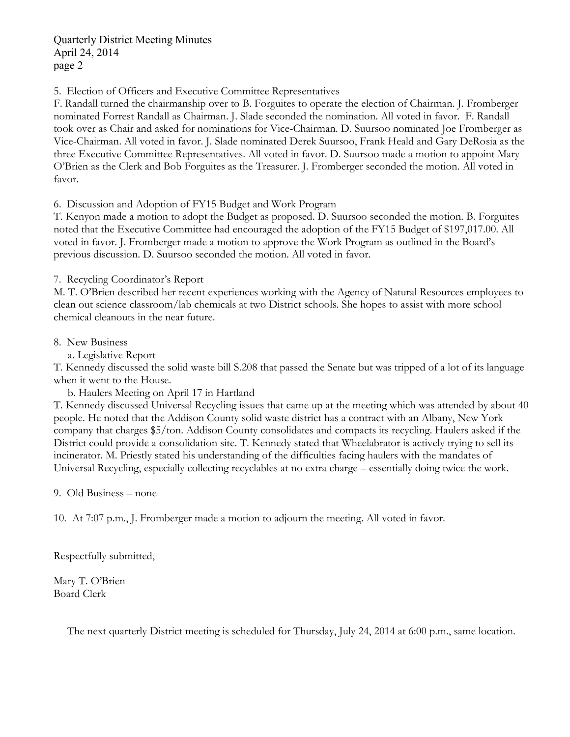5. Election of Officers and Executive Committee Representatives

F. Randall turned the chairmanship over to B. Forguites to operate the election of Chairman. J. Fromberger nominated Forrest Randall as Chairman. J. Slade seconded the nomination. All voted in favor. F. Randall took over as Chair and asked for nominations for Vice-Chairman. D. Suursoo nominated Joe Fromberger as Vice-Chairman. All voted in favor. J. Slade nominated Derek Suursoo, Frank Heald and Gary DeRosia as the three Executive Committee Representatives. All voted in favor. D. Suursoo made a motion to appoint Mary O'Brien as the Clerk and Bob Forguites as the Treasurer. J. Fromberger seconded the motion. All voted in favor.

6. Discussion and Adoption of FY15 Budget and Work Program

T. Kenyon made a motion to adopt the Budget as proposed. D. Suursoo seconded the motion. B. Forguites noted that the Executive Committee had encouraged the adoption of the FY15 Budget of $197,017.00. All voted in favor. J. Fromberger made a motion to approve the Work Program as outlined in the Board's previous discussion. D. Suursoo seconded the motion. All voted in favor.

7. Recycling Coordinator's Report

M. T. O'Brien described her recent experiences working with the Agency of Natural Resources employees to clean out science classroom/lab chemicals at two District schools. She hopes to assist with more school chemical cleanouts in the near future.

8. New Business

a. Legislative Report

T. Kennedy discussed the solid waste bill S.208 that passed the Senate but was tripped of a lot of its language when it went to the House.

b. Haulers Meeting on April 17 in Hartland

T. Kennedy discussed Universal Recycling issues that came up at the meeting which was attended by about 40 people. He noted that the Addison County solid waste district has a contract with an Albany, New York company that charges $5/ton. Addison County consolidates and compacts its recycling. Haulers asked if the District could provide a consolidation site. T. Kennedy stated that Wheelabrator is actively trying to sell its incinerator. M. Priestly stated his understanding of the difficulties facing haulers with the mandates of Universal Recycling, especially collecting recyclables at no extra charge – essentially doing twice the work.

9. Old Business – none

10. At 7:07 p.m., J. Fromberger made a motion to adjourn the meeting. All voted in favor.

Respectfully submitted,

Mary T. O'Brien
Board Clerk

The next quarterly District meeting is scheduled for Thursday, July 24, 2014 at 6:00 p.m., same location.